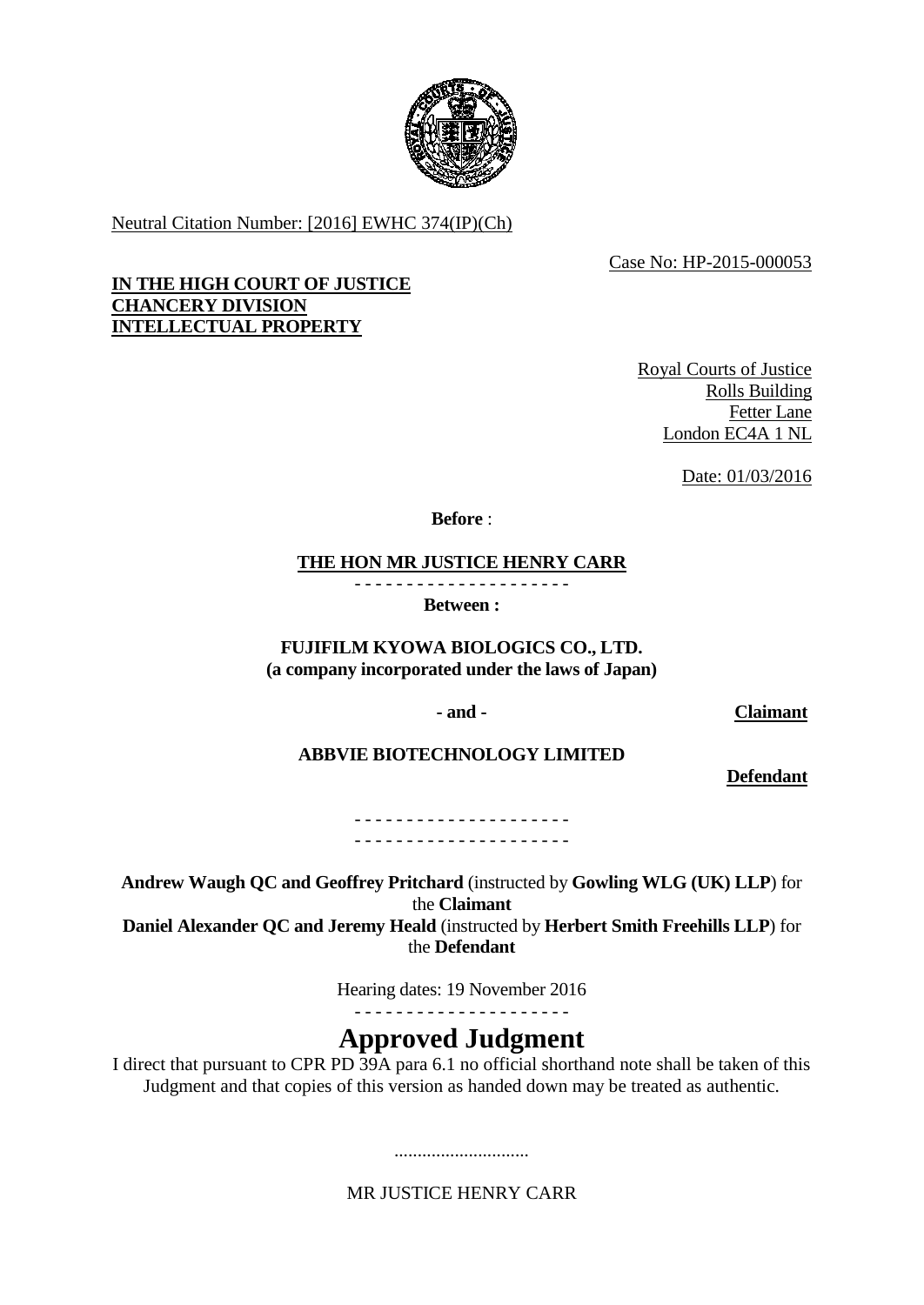Neutral Citation Number: [2016] EWHC 374(IP)(Ch)

Case No: HP-2015-000053

**IN THE HIGH COURT OF JUSTICE**
**CHANCERY DIVISION**
**INTELLECTUAL PROPERTY**

Royal Courts of Justice
Rolls Building
Fetter Lane
London EC4A 1 NL

Date: 01/03/2016

**Before** :

**THE HON MR JUSTICE HENRY CARR**

- - - - - - - - - - - - - - - - - - - - -

**Between :**

**FUJIFILM KYOWA BIOLOGICS CO., LTD.**
**(a company incorporated under the laws of Japan)**

**- and -** **Claimant**

**ABBVIE BIOTECHNOLOGY LIMITED**

**Defendant**

- - - - - - - - - - - - - - - - - - - - -
- - - - - - - - - - - - - - - - - - - - -

**Andrew Waugh QC and Geoffrey Pritchard** (instructed by **Gowling WLG (UK) LLP**) for the **Claimant**
**Daniel Alexander QC and Jeremy Heald** (instructed by **Herbert Smith Freehills LLP**) for the **Defendant**

Hearing dates: 19 November 2016

- - - - - - - - - - - - - - - - - - - - -

# Approved Judgment

I direct that pursuant to CPR PD 39A para 6.1 no official shorthand note shall be taken of this Judgment and that copies of this version as handed down may be treated as authentic.

.............................

MR JUSTICE HENRY CARR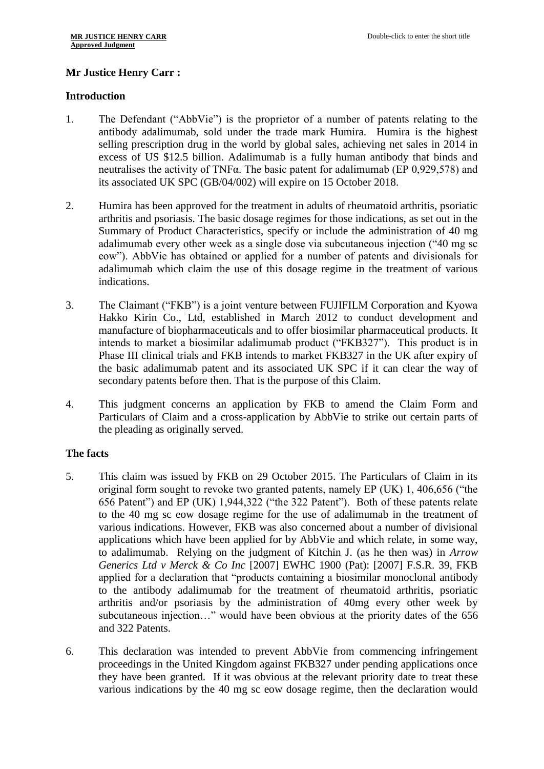**Mr Justice Henry Carr :**

**Introduction**

1. The Defendant ("AbbVie") is the proprietor of a number of patents relating to the antibody adalimumab, sold under the trade mark Humira. Humira is the highest selling prescription drug in the world by global sales, achieving net sales in 2014 in excess of US $12.5 billion. Adalimumab is a fully human antibody that binds and neutralises the activity of TNFα. The basic patent for adalimumab (EP 0,929,578) and its associated UK SPC (GB/04/002) will expire on 15 October 2018.

2. Humira has been approved for the treatment in adults of rheumatoid arthritis, psoriatic arthritis and psoriasis. The basic dosage regimes for those indications, as set out in the Summary of Product Characteristics, specify or include the administration of 40 mg adalimumab every other week as a single dose via subcutaneous injection ("40 mg sc eow"). AbbVie has obtained or applied for a number of patents and divisionals for adalimumab which claim the use of this dosage regime in the treatment of various indications.

3. The Claimant ("FKB") is a joint venture between FUJIFILM Corporation and Kyowa Hakko Kirin Co., Ltd, established in March 2012 to conduct development and manufacture of biopharmaceuticals and to offer biosimilar pharmaceutical products. It intends to market a biosimilar adalimumab product ("FKB327"). This product is in Phase III clinical trials and FKB intends to market FKB327 in the UK after expiry of the basic adalimumab patent and its associated UK SPC if it can clear the way of secondary patents before then. That is the purpose of this Claim.

4. This judgment concerns an application by FKB to amend the Claim Form and Particulars of Claim and a cross-application by AbbVie to strike out certain parts of the pleading as originally served.

**The facts**

5. This claim was issued by FKB on 29 October 2015. The Particulars of Claim in its original form sought to revoke two granted patents, namely EP (UK) 1, 406,656 ("the 656 Patent") and EP (UK) 1,944,322 ("the 322 Patent"). Both of these patents relate to the 40 mg sc eow dosage regime for the use of adalimumab in the treatment of various indications. However, FKB was also concerned about a number of divisional applications which have been applied for by AbbVie and which relate, in some way, to adalimumab. Relying on the judgment of Kitchin J. (as he then was) in *Arrow Generics Ltd v Merck & Co Inc* [2007] EWHC 1900 (Pat): [2007] F.S.R. 39, FKB applied for a declaration that "products containing a biosimilar monoclonal antibody to the antibody adalimumab for the treatment of rheumatoid arthritis, psoriatic arthritis and/or psoriasis by the administration of 40mg every other week by subcutaneous injection…" would have been obvious at the priority dates of the 656 and 322 Patents.

6. This declaration was intended to prevent AbbVie from commencing infringement proceedings in the United Kingdom against FKB327 under pending applications once they have been granted. If it was obvious at the relevant priority date to treat these various indications by the 40 mg sc eow dosage regime, then the declaration would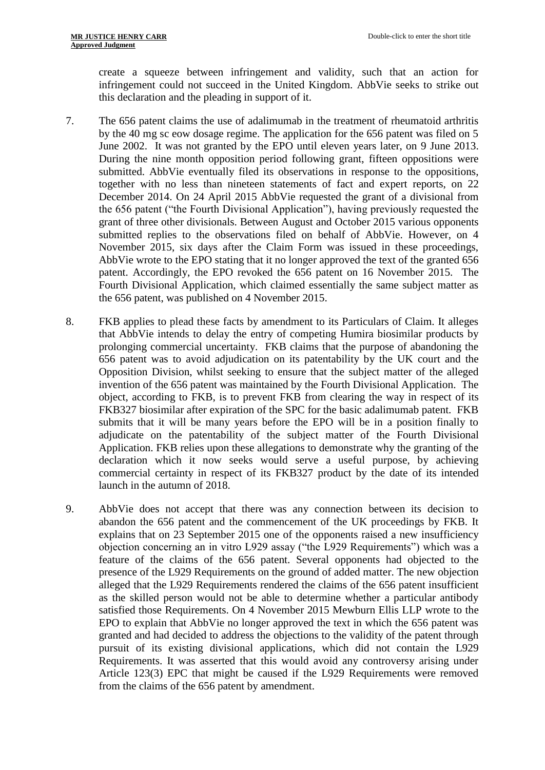create a squeeze between infringement and validity, such that an action for infringement could not succeed in the United Kingdom. AbbVie seeks to strike out this declaration and the pleading in support of it.

7. The 656 patent claims the use of adalimumab in the treatment of rheumatoid arthritis by the 40 mg sc eow dosage regime. The application for the 656 patent was filed on 5 June 2002. It was not granted by the EPO until eleven years later, on 9 June 2013. During the nine month opposition period following grant, fifteen oppositions were submitted. AbbVie eventually filed its observations in response to the oppositions, together with no less than nineteen statements of fact and expert reports, on 22 December 2014. On 24 April 2015 AbbVie requested the grant of a divisional from the 656 patent ("the Fourth Divisional Application"), having previously requested the grant of three other divisionals. Between August and October 2015 various opponents submitted replies to the observations filed on behalf of AbbVie. However, on 4 November 2015, six days after the Claim Form was issued in these proceedings, AbbVie wrote to the EPO stating that it no longer approved the text of the granted 656 patent. Accordingly, the EPO revoked the 656 patent on 16 November 2015. The Fourth Divisional Application, which claimed essentially the same subject matter as the 656 patent, was published on 4 November 2015.

8. FKB applies to plead these facts by amendment to its Particulars of Claim. It alleges that AbbVie intends to delay the entry of competing Humira biosimilar products by prolonging commercial uncertainty. FKB claims that the purpose of abandoning the 656 patent was to avoid adjudication on its patentability by the UK court and the Opposition Division, whilst seeking to ensure that the subject matter of the alleged invention of the 656 patent was maintained by the Fourth Divisional Application. The object, according to FKB, is to prevent FKB from clearing the way in respect of its FKB327 biosimilar after expiration of the SPC for the basic adalimumab patent. FKB submits that it will be many years before the EPO will be in a position finally to adjudicate on the patentability of the subject matter of the Fourth Divisional Application. FKB relies upon these allegations to demonstrate why the granting of the declaration which it now seeks would serve a useful purpose, by achieving commercial certainty in respect of its FKB327 product by the date of its intended launch in the autumn of 2018.

9. AbbVie does not accept that there was any connection between its decision to abandon the 656 patent and the commencement of the UK proceedings by FKB. It explains that on 23 September 2015 one of the opponents raised a new insufficiency objection concerning an in vitro L929 assay ("the L929 Requirements") which was a feature of the claims of the 656 patent. Several opponents had objected to the presence of the L929 Requirements on the ground of added matter. The new objection alleged that the L929 Requirements rendered the claims of the 656 patent insufficient as the skilled person would not be able to determine whether a particular antibody satisfied those Requirements. On 4 November 2015 Mewburn Ellis LLP wrote to the EPO to explain that AbbVie no longer approved the text in which the 656 patent was granted and had decided to address the objections to the validity of the patent through pursuit of its existing divisional applications, which did not contain the L929 Requirements. It was asserted that this would avoid any controversy arising under Article 123(3) EPC that might be caused if the L929 Requirements were removed from the claims of the 656 patent by amendment.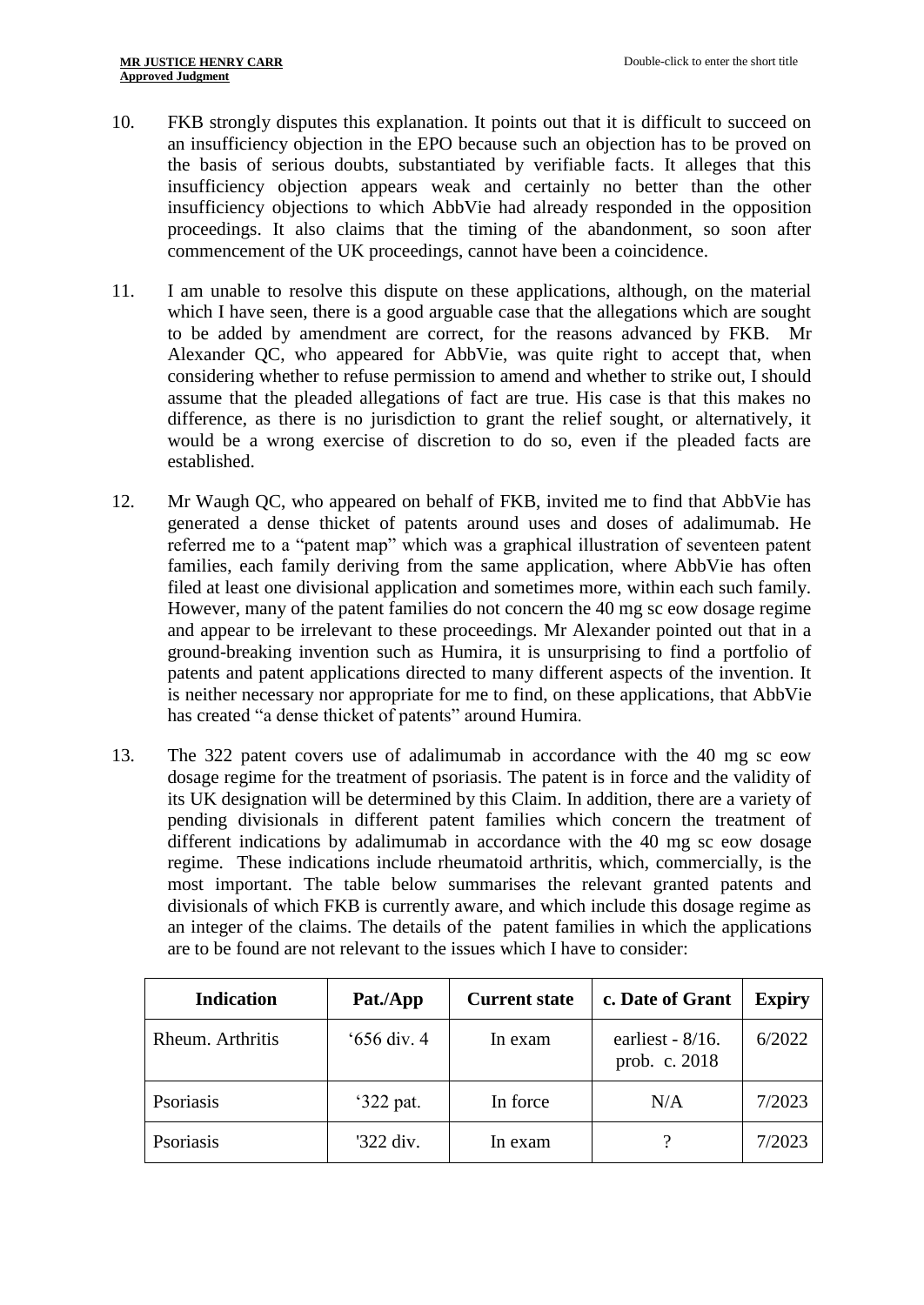10. FKB strongly disputes this explanation. It points out that it is difficult to succeed on an insufficiency objection in the EPO because such an objection has to be proved on the basis of serious doubts, substantiated by verifiable facts. It alleges that this insufficiency objection appears weak and certainly no better than the other insufficiency objections to which AbbVie had already responded in the opposition proceedings. It also claims that the timing of the abandonment, so soon after commencement of the UK proceedings, cannot have been a coincidence.

11. I am unable to resolve this dispute on these applications, although, on the material which I have seen, there is a good arguable case that the allegations which are sought to be added by amendment are correct, for the reasons advanced by FKB. Mr Alexander QC, who appeared for AbbVie, was quite right to accept that, when considering whether to refuse permission to amend and whether to strike out, I should assume that the pleaded allegations of fact are true. His case is that this makes no difference, as there is no jurisdiction to grant the relief sought, or alternatively, it would be a wrong exercise of discretion to do so, even if the pleaded facts are established.

12. Mr Waugh QC, who appeared on behalf of FKB, invited me to find that AbbVie has generated a dense thicket of patents around uses and doses of adalimumab. He referred me to a "patent map" which was a graphical illustration of seventeen patent families, each family deriving from the same application, where AbbVie has often filed at least one divisional application and sometimes more, within each such family. However, many of the patent families do not concern the 40 mg sc eow dosage regime and appear to be irrelevant to these proceedings. Mr Alexander pointed out that in a ground-breaking invention such as Humira, it is unsurprising to find a portfolio of patents and patent applications directed to many different aspects of the invention. It is neither necessary nor appropriate for me to find, on these applications, that AbbVie has created "a dense thicket of patents" around Humira.

13. The 322 patent covers use of adalimumab in accordance with the 40 mg sc eow dosage regime for the treatment of psoriasis. The patent is in force and the validity of its UK designation will be determined by this Claim. In addition, there are a variety of pending divisionals in different patent families which concern the treatment of different indications by adalimumab in accordance with the 40 mg sc eow dosage regime. These indications include rheumatoid arthritis, which, commercially, is the most important. The table below summarises the relevant granted patents and divisionals of which FKB is currently aware, and which include this dosage regime as an integer of the claims. The details of the patent families in which the applications are to be found are not relevant to the issues which I have to consider:

| Indication | Pat./App | Current state | c. Date of Grant | Expiry |
|---|---|---|---|---|
| Rheum. Arthritis | '656 div. 4 | In exam | earliest - 8/16. prob. c. 2018 | 6/2022 |
| Psoriasis | '322 pat. | In force | N/A | 7/2023 |
| Psoriasis | '322 div. | In exam | ? | 7/2023 |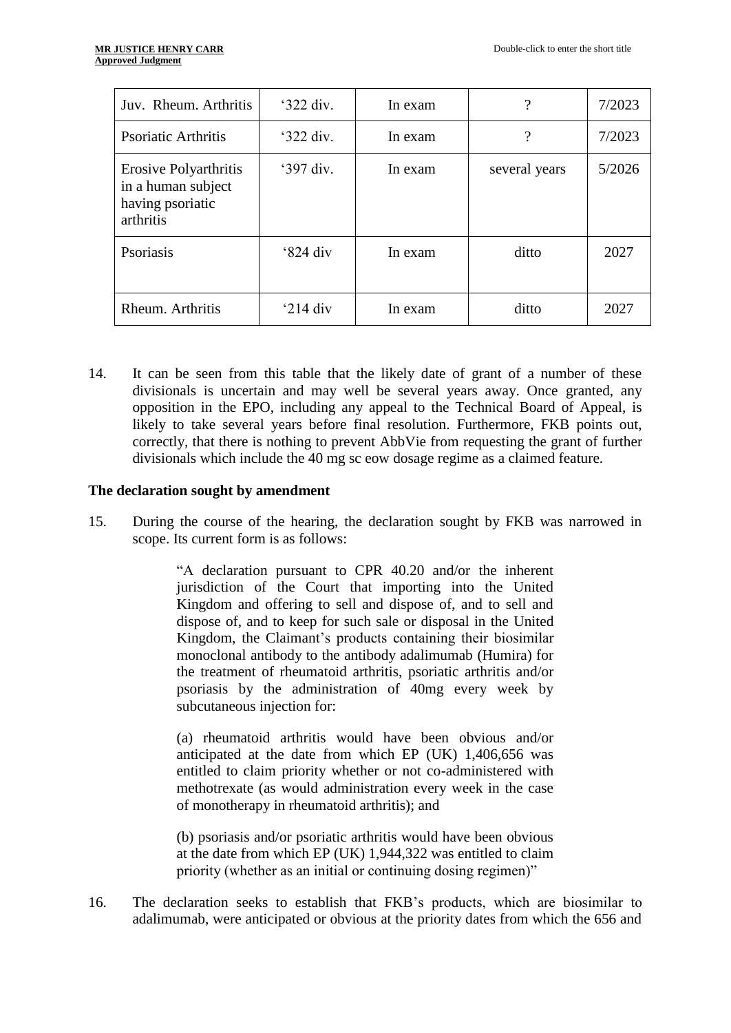| Juv. Rheum. Arthritis | '322 div. | In exam | ? | 7/2023 |
|---|---|---|---|---|
| Psoriatic Arthritis | '322 div. | In exam | ? | 7/2023 |
| Erosive Polyarthritis in a human subject having psoriatic arthritis | '397 div. | In exam | several years | 5/2026 |
| Psoriasis | '824 div | In exam | ditto | 2027 |
| Rheum. Arthritis | '214 div | In exam | ditto | 2027 |

14. It can be seen from this table that the likely date of grant of a number of these divisionals is uncertain and may well be several years away. Once granted, any opposition in the EPO, including any appeal to the Technical Board of Appeal, is likely to take several years before final resolution. Furthermore, FKB points out, correctly, that there is nothing to prevent AbbVie from requesting the grant of further divisionals which include the 40 mg sc eow dosage regime as a claimed feature.

**The declaration sought by amendment**

15. During the course of the hearing, the declaration sought by FKB was narrowed in scope. Its current form is as follows:

> "A declaration pursuant to CPR 40.20 and/or the inherent jurisdiction of the Court that importing into the United Kingdom and offering to sell and dispose of, and to sell and dispose of, and to keep for such sale or disposal in the United Kingdom, the Claimant's products containing their biosimilar monoclonal antibody to the antibody adalimumab (Humira) for the treatment of rheumatoid arthritis, psoriatic arthritis and/or psoriasis by the administration of 40mg every week by subcutaneous injection for:
>
> (a) rheumatoid arthritis would have been obvious and/or anticipated at the date from which EP (UK) 1,406,656 was entitled to claim priority whether or not co-administered with methotrexate (as would administration every week in the case of monotherapy in rheumatoid arthritis); and
>
> (b) psoriasis and/or psoriatic arthritis would have been obvious at the date from which EP (UK) 1,944,322 was entitled to claim priority (whether as an initial or continuing dosing regimen)"

16. The declaration seeks to establish that FKB's products, which are biosimilar to adalimumab, were anticipated or obvious at the priority dates from which the 656 and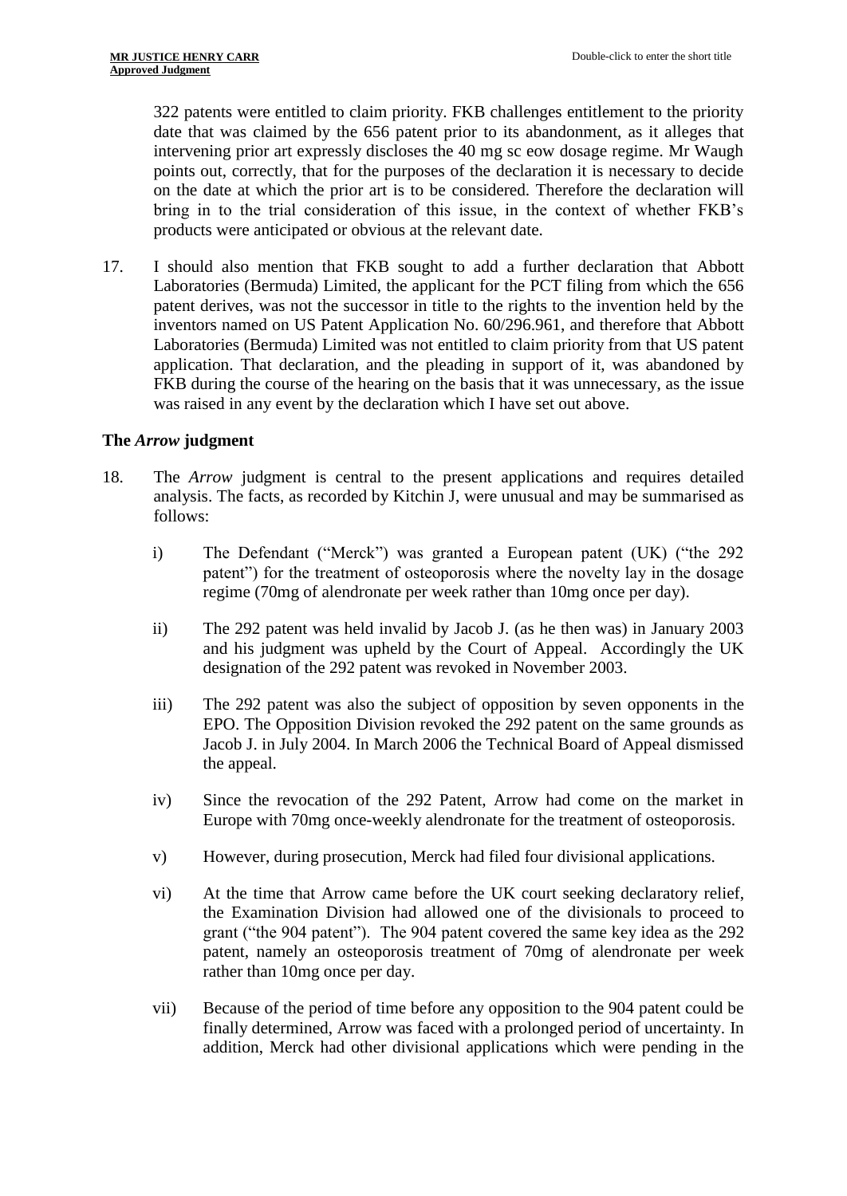322 patents were entitled to claim priority. FKB challenges entitlement to the priority date that was claimed by the 656 patent prior to its abandonment, as it alleges that intervening prior art expressly discloses the 40 mg sc eow dosage regime. Mr Waugh points out, correctly, that for the purposes of the declaration it is necessary to decide on the date at which the prior art is to be considered. Therefore the declaration will bring in to the trial consideration of this issue, in the context of whether FKB's products were anticipated or obvious at the relevant date.

17. I should also mention that FKB sought to add a further declaration that Abbott Laboratories (Bermuda) Limited, the applicant for the PCT filing from which the 656 patent derives, was not the successor in title to the rights to the invention held by the inventors named on US Patent Application No. 60/296.961, and therefore that Abbott Laboratories (Bermuda) Limited was not entitled to claim priority from that US patent application. That declaration, and the pleading in support of it, was abandoned by FKB during the course of the hearing on the basis that it was unnecessary, as the issue was raised in any event by the declaration which I have set out above.

## The *Arrow* judgment

18. The *Arrow* judgment is central to the present applications and requires detailed analysis. The facts, as recorded by Kitchin J, were unusual and may be summarised as follows:

    i) The Defendant ("Merck") was granted a European patent (UK) ("the 292 patent") for the treatment of osteoporosis where the novelty lay in the dosage regime (70mg of alendronate per week rather than 10mg once per day).

    ii) The 292 patent was held invalid by Jacob J. (as he then was) in January 2003 and his judgment was upheld by the Court of Appeal. Accordingly the UK designation of the 292 patent was revoked in November 2003.

    iii) The 292 patent was also the subject of opposition by seven opponents in the EPO. The Opposition Division revoked the 292 patent on the same grounds as Jacob J. in July 2004. In March 2006 the Technical Board of Appeal dismissed the appeal.

    iv) Since the revocation of the 292 Patent, Arrow had come on the market in Europe with 70mg once-weekly alendronate for the treatment of osteoporosis.

    v) However, during prosecution, Merck had filed four divisional applications.

    vi) At the time that Arrow came before the UK court seeking declaratory relief, the Examination Division had allowed one of the divisionals to proceed to grant ("the 904 patent"). The 904 patent covered the same key idea as the 292 patent, namely an osteoporosis treatment of 70mg of alendronate per week rather than 10mg once per day.

    vii) Because of the period of time before any opposition to the 904 patent could be finally determined, Arrow was faced with a prolonged period of uncertainty. In addition, Merck had other divisional applications which were pending in the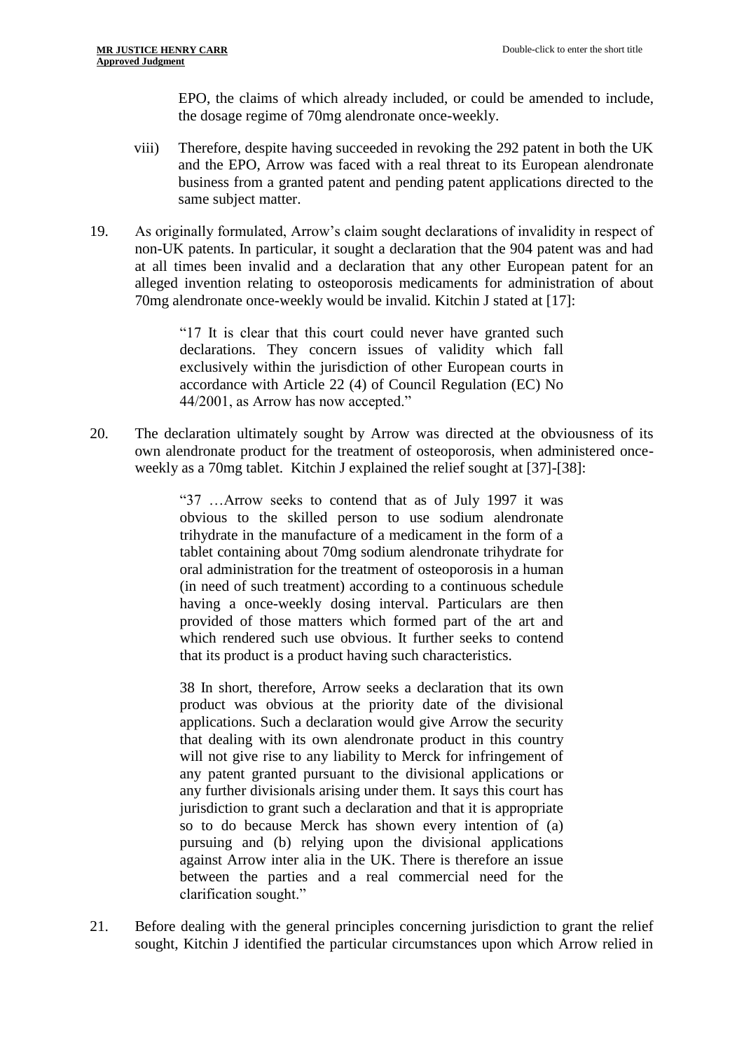EPO, the claims of which already included, or could be amended to include, the dosage regime of 70mg alendronate once-weekly.

viii) Therefore, despite having succeeded in revoking the 292 patent in both the UK and the EPO, Arrow was faced with a real threat to its European alendronate business from a granted patent and pending patent applications directed to the same subject matter.

19. As originally formulated, Arrow's claim sought declarations of invalidity in respect of non-UK patents. In particular, it sought a declaration that the 904 patent was and had at all times been invalid and a declaration that any other European patent for an alleged invention relating to osteoporosis medicaments for administration of about 70mg alendronate once-weekly would be invalid. Kitchin J stated at [17]:

> "17 It is clear that this court could never have granted such declarations. They concern issues of validity which fall exclusively within the jurisdiction of other European courts in accordance with Article 22 (4) of Council Regulation (EC) No 44/2001, as Arrow has now accepted."

20. The declaration ultimately sought by Arrow was directed at the obviousness of its own alendronate product for the treatment of osteoporosis, when administered once-weekly as a 70mg tablet. Kitchin J explained the relief sought at [37]-[38]:

> "37 …Arrow seeks to contend that as of July 1997 it was obvious to the skilled person to use sodium alendronate trihydrate in the manufacture of a medicament in the form of a tablet containing about 70mg sodium alendronate trihydrate for oral administration for the treatment of osteoporosis in a human (in need of such treatment) according to a continuous schedule having a once-weekly dosing interval. Particulars are then provided of those matters which formed part of the art and which rendered such use obvious. It further seeks to contend that its product is a product having such characteristics.
>
> 38 In short, therefore, Arrow seeks a declaration that its own product was obvious at the priority date of the divisional applications. Such a declaration would give Arrow the security that dealing with its own alendronate product in this country will not give rise to any liability to Merck for infringement of any patent granted pursuant to the divisional applications or any further divisionals arising under them. It says this court has jurisdiction to grant such a declaration and that it is appropriate so to do because Merck has shown every intention of (a) pursuing and (b) relying upon the divisional applications against Arrow inter alia in the UK. There is therefore an issue between the parties and a real commercial need for the clarification sought."

21. Before dealing with the general principles concerning jurisdiction to grant the relief sought, Kitchin J identified the particular circumstances upon which Arrow relied in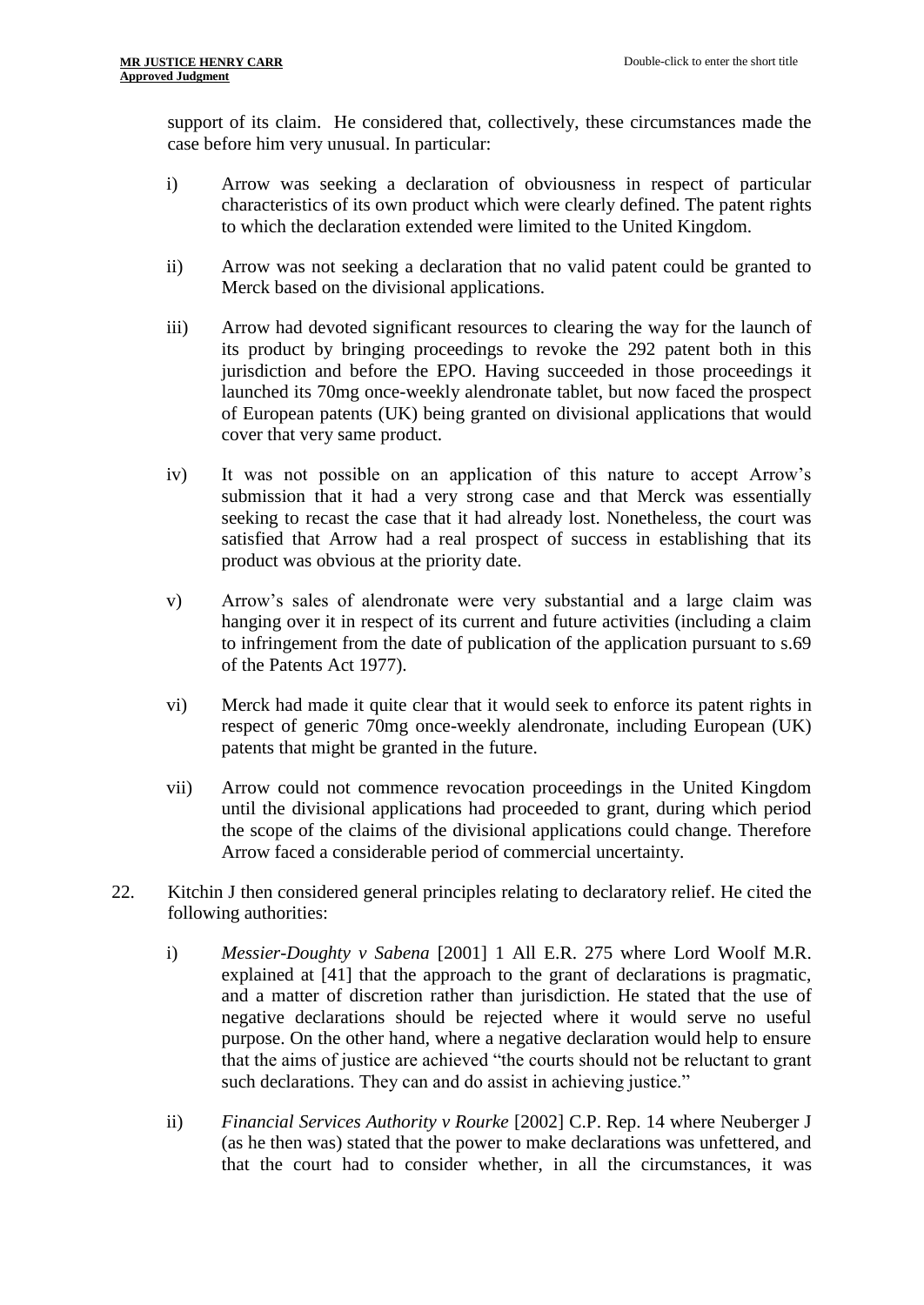support of its claim. He considered that, collectively, these circumstances made the case before him very unusual. In particular:

i) Arrow was seeking a declaration of obviousness in respect of particular characteristics of its own product which were clearly defined. The patent rights to which the declaration extended were limited to the United Kingdom.

ii) Arrow was not seeking a declaration that no valid patent could be granted to Merck based on the divisional applications.

iii) Arrow had devoted significant resources to clearing the way for the launch of its product by bringing proceedings to revoke the 292 patent both in this jurisdiction and before the EPO. Having succeeded in those proceedings it launched its 70mg once-weekly alendronate tablet, but now faced the prospect of European patents (UK) being granted on divisional applications that would cover that very same product.

iv) It was not possible on an application of this nature to accept Arrow's submission that it had a very strong case and that Merck was essentially seeking to recast the case that it had already lost. Nonetheless, the court was satisfied that Arrow had a real prospect of success in establishing that its product was obvious at the priority date.

v) Arrow's sales of alendronate were very substantial and a large claim was hanging over it in respect of its current and future activities (including a claim to infringement from the date of publication of the application pursuant to s.69 of the Patents Act 1977).

vi) Merck had made it quite clear that it would seek to enforce its patent rights in respect of generic 70mg once-weekly alendronate, including European (UK) patents that might be granted in the future.

vii) Arrow could not commence revocation proceedings in the United Kingdom until the divisional applications had proceeded to grant, during which period the scope of the claims of the divisional applications could change. Therefore Arrow faced a considerable period of commercial uncertainty.

22. Kitchin J then considered general principles relating to declaratory relief. He cited the following authorities:

    i) *Messier-Doughty v Sabena* [2001] 1 All E.R. 275 where Lord Woolf M.R. explained at [41] that the approach to the grant of declarations is pragmatic, and a matter of discretion rather than jurisdiction. He stated that the use of negative declarations should be rejected where it would serve no useful purpose. On the other hand, where a negative declaration would help to ensure that the aims of justice are achieved "the courts should not be reluctant to grant such declarations. They can and do assist in achieving justice."

    ii) *Financial Services Authority v Rourke* [2002] C.P. Rep. 14 where Neuberger J (as he then was) stated that the power to make declarations was unfettered, and that the court had to consider whether, in all the circumstances, it was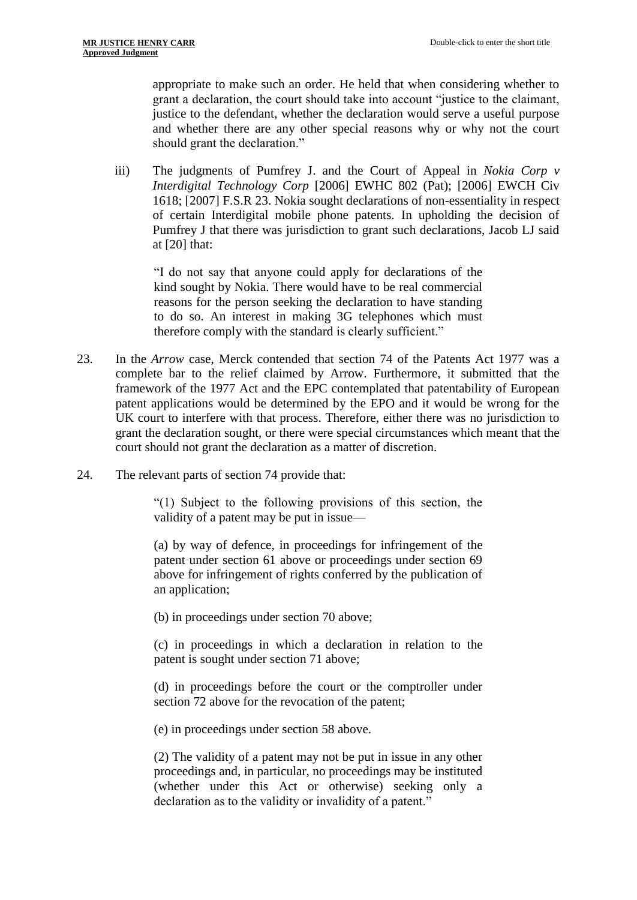appropriate to make such an order. He held that when considering whether to grant a declaration, the court should take into account "justice to the claimant, justice to the defendant, whether the declaration would serve a useful purpose and whether there are any other special reasons why or why not the court should grant the declaration."

iii) The judgments of Pumfrey J. and the Court of Appeal in *Nokia Corp v Interdigital Technology Corp* [2006] EWHC 802 (Pat); [2006] EWCH Civ 1618; [2007] F.S.R 23. Nokia sought declarations of non-essentiality in respect of certain Interdigital mobile phone patents. In upholding the decision of Pumfrey J that there was jurisdiction to grant such declarations, Jacob LJ said at [20] that:

> "I do not say that anyone could apply for declarations of the kind sought by Nokia. There would have to be real commercial reasons for the person seeking the declaration to have standing to do so. An interest in making 3G telephones which must therefore comply with the standard is clearly sufficient."

23. In the *Arrow* case, Merck contended that section 74 of the Patents Act 1977 was a complete bar to the relief claimed by Arrow. Furthermore, it submitted that the framework of the 1977 Act and the EPC contemplated that patentability of European patent applications would be determined by the EPO and it would be wrong for the UK court to interfere with that process. Therefore, either there was no jurisdiction to grant the declaration sought, or there were special circumstances which meant that the court should not grant the declaration as a matter of discretion.

24. The relevant parts of section 74 provide that:

> "(1) Subject to the following provisions of this section, the validity of a patent may be put in issue—
>
> (a) by way of defence, in proceedings for infringement of the patent under section 61 above or proceedings under section 69 above for infringement of rights conferred by the publication of an application;
>
> (b) in proceedings under section 70 above;
>
> (c) in proceedings in which a declaration in relation to the patent is sought under section 71 above;
>
> (d) in proceedings before the court or the comptroller under section 72 above for the revocation of the patent;
>
> (e) in proceedings under section 58 above.
>
> (2) The validity of a patent may not be put in issue in any other proceedings and, in particular, no proceedings may be instituted (whether under this Act or otherwise) seeking only a declaration as to the validity or invalidity of a patent."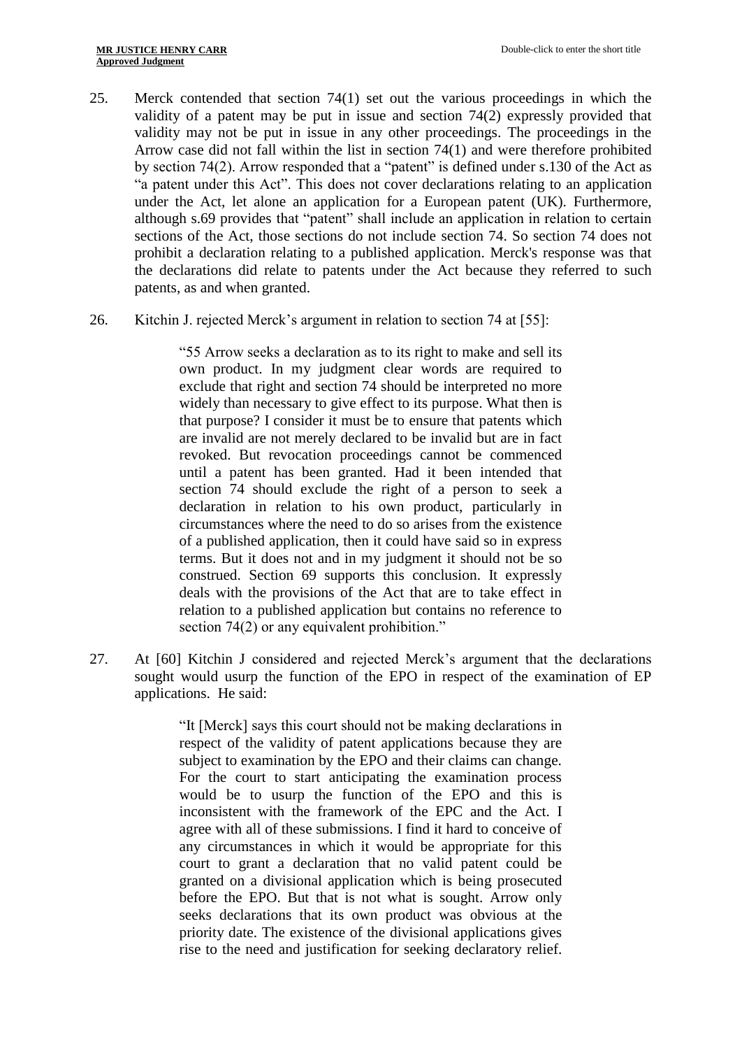25. Merck contended that section 74(1) set out the various proceedings in which the validity of a patent may be put in issue and section 74(2) expressly provided that validity may not be put in issue in any other proceedings. The proceedings in the Arrow case did not fall within the list in section 74(1) and were therefore prohibited by section 74(2). Arrow responded that a "patent" is defined under s.130 of the Act as "a patent under this Act". This does not cover declarations relating to an application under the Act, let alone an application for a European patent (UK). Furthermore, although s.69 provides that "patent" shall include an application in relation to certain sections of the Act, those sections do not include section 74. So section 74 does not prohibit a declaration relating to a published application. Merck's response was that the declarations did relate to patents under the Act because they referred to such patents, as and when granted.

26. Kitchin J. rejected Merck's argument in relation to section 74 at [55]:

> "55 Arrow seeks a declaration as to its right to make and sell its own product. In my judgment clear words are required to exclude that right and section 74 should be interpreted no more widely than necessary to give effect to its purpose. What then is that purpose? I consider it must be to ensure that patents which are invalid are not merely declared to be invalid but are in fact revoked. But revocation proceedings cannot be commenced until a patent has been granted. Had it been intended that section 74 should exclude the right of a person to seek a declaration in relation to his own product, particularly in circumstances where the need to do so arises from the existence of a published application, then it could have said so in express terms. But it does not and in my judgment it should not be so construed. Section 69 supports this conclusion. It expressly deals with the provisions of the Act that are to take effect in relation to a published application but contains no reference to section 74(2) or any equivalent prohibition."

27. At [60] Kitchin J considered and rejected Merck's argument that the declarations sought would usurp the function of the EPO in respect of the examination of EP applications. He said:

> "It [Merck] says this court should not be making declarations in respect of the validity of patent applications because they are subject to examination by the EPO and their claims can change. For the court to start anticipating the examination process would be to usurp the function of the EPO and this is inconsistent with the framework of the EPC and the Act. I agree with all of these submissions. I find it hard to conceive of any circumstances in which it would be appropriate for this court to grant a declaration that no valid patent could be granted on a divisional application which is being prosecuted before the EPO. But that is not what is sought. Arrow only seeks declarations that its own product was obvious at the priority date. The existence of the divisional applications gives rise to the need and justification for seeking declaratory relief.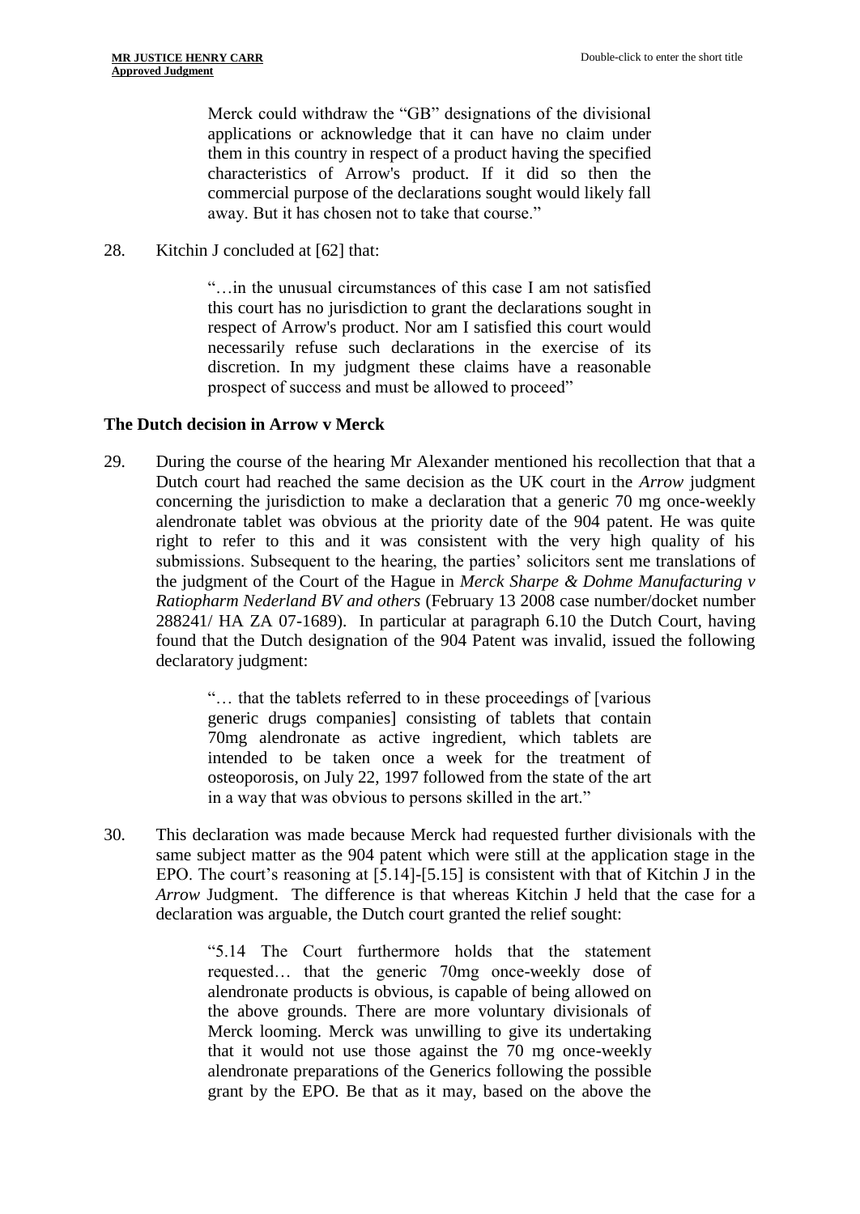> Merck could withdraw the "GB" designations of the divisional applications or acknowledge that it can have no claim under them in this country in respect of a product having the specified characteristics of Arrow's product. If it did so then the commercial purpose of the declarations sought would likely fall away. But it has chosen not to take that course."

28. Kitchin J concluded at [62] that:

> "…in the unusual circumstances of this case I am not satisfied this court has no jurisdiction to grant the declarations sought in respect of Arrow's product. Nor am I satisfied this court would necessarily refuse such declarations in the exercise of its discretion. In my judgment these claims have a reasonable prospect of success and must be allowed to proceed"

## The Dutch decision in Arrow v Merck

29. During the course of the hearing Mr Alexander mentioned his recollection that that a Dutch court had reached the same decision as the UK court in the *Arrow* judgment concerning the jurisdiction to make a declaration that a generic 70 mg once-weekly alendronate tablet was obvious at the priority date of the 904 patent. He was quite right to refer to this and it was consistent with the very high quality of his submissions. Subsequent to the hearing, the parties' solicitors sent me translations of the judgment of the Court of the Hague in *Merck Sharpe & Dohme Manufacturing v Ratiopharm Nederland BV and others* (February 13 2008 case number/docket number 288241/ HA ZA 07-1689). In particular at paragraph 6.10 the Dutch Court, having found that the Dutch designation of the 904 Patent was invalid, issued the following declaratory judgment:

> "… that the tablets referred to in these proceedings of [various generic drugs companies] consisting of tablets that contain 70mg alendronate as active ingredient, which tablets are intended to be taken once a week for the treatment of osteoporosis, on July 22, 1997 followed from the state of the art in a way that was obvious to persons skilled in the art."

30. This declaration was made because Merck had requested further divisionals with the same subject matter as the 904 patent which were still at the application stage in the EPO. The court's reasoning at [5.14]-[5.15] is consistent with that of Kitchin J in the *Arrow* Judgment. The difference is that whereas Kitchin J held that the case for a declaration was arguable, the Dutch court granted the relief sought:

> "5.14 The Court furthermore holds that the statement requested… that the generic 70mg once-weekly dose of alendronate products is obvious, is capable of being allowed on the above grounds. There are more voluntary divisionals of Merck looming. Merck was unwilling to give its undertaking that it would not use those against the 70 mg once-weekly alendronate preparations of the Generics following the possible grant by the EPO. Be that as it may, based on the above the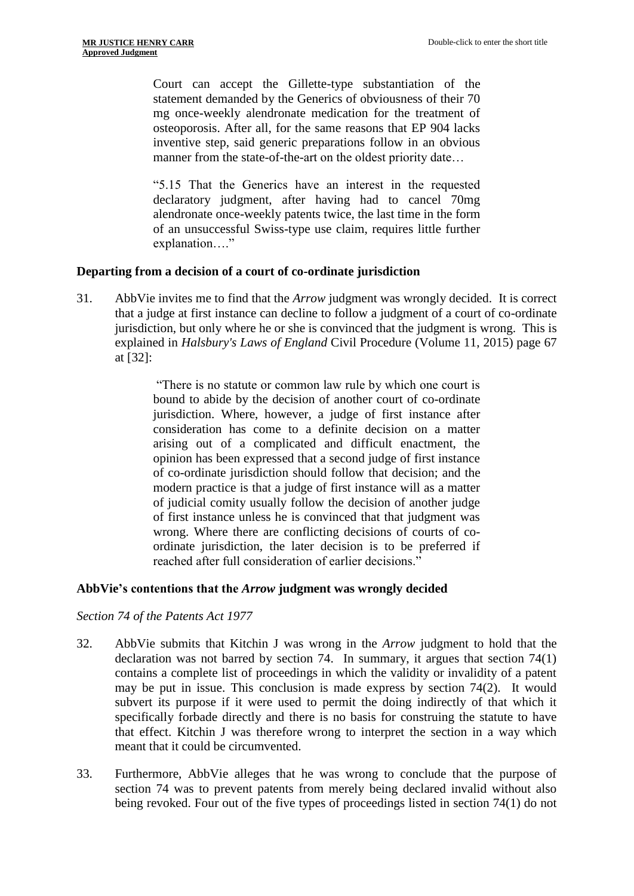Court can accept the Gillette-type substantiation of the statement demanded by the Generics of obviousness of their 70 mg once-weekly alendronate medication for the treatment of osteoporosis. After all, for the same reasons that EP 904 lacks inventive step, said generic preparations follow in an obvious manner from the state-of-the-art on the oldest priority date…

> "5.15 That the Generics have an interest in the requested declaratory judgment, after having had to cancel 70mg alendronate once-weekly patents twice, the last time in the form of an unsuccessful Swiss-type use claim, requires little further explanation…."

### Departing from a decision of a court of co-ordinate jurisdiction

31. AbbVie invites me to find that the *Arrow* judgment was wrongly decided. It is correct that a judge at first instance can decline to follow a judgment of a court of co-ordinate jurisdiction, but only where he or she is convinced that the judgment is wrong. This is explained in *Halsbury's Laws of England* Civil Procedure (Volume 11, 2015) page 67 at [32]:

> "There is no statute or common law rule by which one court is bound to abide by the decision of another court of co-ordinate jurisdiction. Where, however, a judge of first instance after consideration has come to a definite decision on a matter arising out of a complicated and difficult enactment, the opinion has been expressed that a second judge of first instance of co-ordinate jurisdiction should follow that decision; and the modern practice is that a judge of first instance will as a matter of judicial comity usually follow the decision of another judge of first instance unless he is convinced that that judgment was wrong. Where there are conflicting decisions of courts of co-ordinate jurisdiction, the later decision is to be preferred if reached after full consideration of earlier decisions."

### AbbVie's contentions that the *Arrow* judgment was wrongly decided

*Section 74 of the Patents Act 1977*

32. AbbVie submits that Kitchin J was wrong in the *Arrow* judgment to hold that the declaration was not barred by section 74. In summary, it argues that section 74(1) contains a complete list of proceedings in which the validity or invalidity of a patent may be put in issue. This conclusion is made express by section 74(2). It would subvert its purpose if it were used to permit the doing indirectly of that which it specifically forbade directly and there is no basis for construing the statute to have that effect. Kitchin J was therefore wrong to interpret the section in a way which meant that it could be circumvented.

33. Furthermore, AbbVie alleges that he was wrong to conclude that the purpose of section 74 was to prevent patents from merely being declared invalid without also being revoked. Four out of the five types of proceedings listed in section 74(1) do not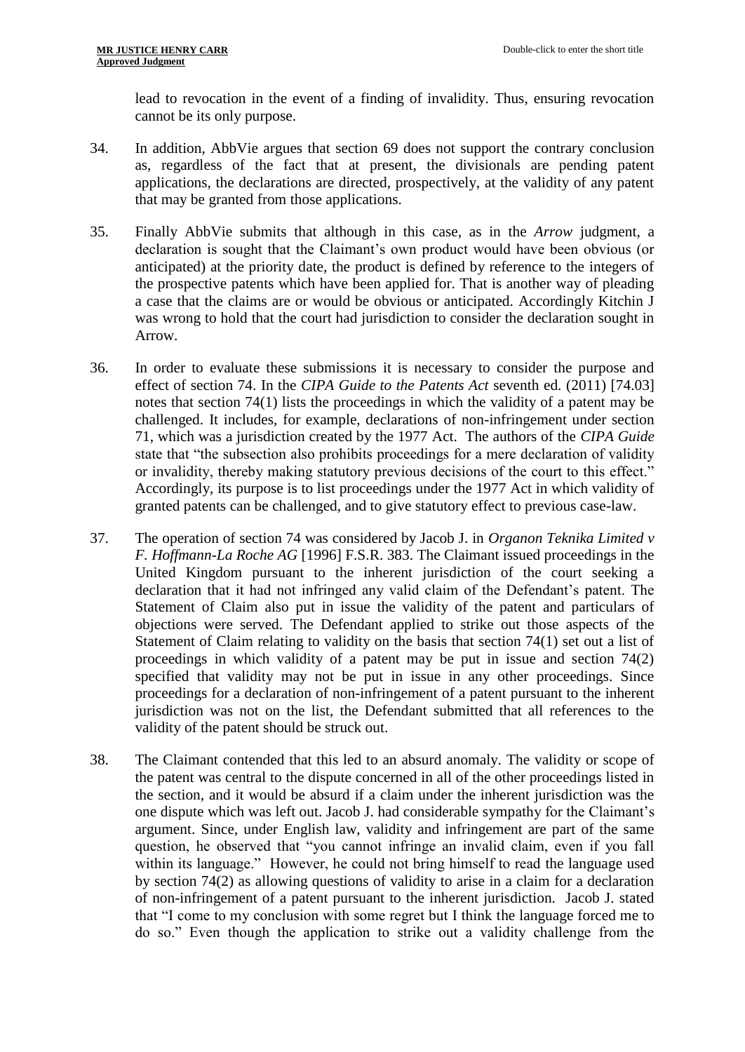lead to revocation in the event of a finding of invalidity. Thus, ensuring revocation cannot be its only purpose.

34. In addition, AbbVie argues that section 69 does not support the contrary conclusion as, regardless of the fact that at present, the divisionals are pending patent applications, the declarations are directed, prospectively, at the validity of any patent that may be granted from those applications.

35. Finally AbbVie submits that although in this case, as in the *Arrow* judgment, a declaration is sought that the Claimant's own product would have been obvious (or anticipated) at the priority date, the product is defined by reference to the integers of the prospective patents which have been applied for. That is another way of pleading a case that the claims are or would be obvious or anticipated. Accordingly Kitchin J was wrong to hold that the court had jurisdiction to consider the declaration sought in Arrow.

36. In order to evaluate these submissions it is necessary to consider the purpose and effect of section 74. In the *CIPA Guide to the Patents Act* seventh ed. (2011) [74.03] notes that section 74(1) lists the proceedings in which the validity of a patent may be challenged. It includes, for example, declarations of non-infringement under section 71, which was a jurisdiction created by the 1977 Act. The authors of the *CIPA Guide* state that "the subsection also prohibits proceedings for a mere declaration of validity or invalidity, thereby making statutory previous decisions of the court to this effect." Accordingly, its purpose is to list proceedings under the 1977 Act in which validity of granted patents can be challenged, and to give statutory effect to previous case-law.

37. The operation of section 74 was considered by Jacob J. in *Organon Teknika Limited v F. Hoffmann-La Roche AG* [1996] F.S.R. 383. The Claimant issued proceedings in the United Kingdom pursuant to the inherent jurisdiction of the court seeking a declaration that it had not infringed any valid claim of the Defendant's patent. The Statement of Claim also put in issue the validity of the patent and particulars of objections were served. The Defendant applied to strike out those aspects of the Statement of Claim relating to validity on the basis that section 74(1) set out a list of proceedings in which validity of a patent may be put in issue and section 74(2) specified that validity may not be put in issue in any other proceedings. Since proceedings for a declaration of non-infringement of a patent pursuant to the inherent jurisdiction was not on the list, the Defendant submitted that all references to the validity of the patent should be struck out.

38. The Claimant contended that this led to an absurd anomaly. The validity or scope of the patent was central to the dispute concerned in all of the other proceedings listed in the section, and it would be absurd if a claim under the inherent jurisdiction was the one dispute which was left out. Jacob J. had considerable sympathy for the Claimant's argument. Since, under English law, validity and infringement are part of the same question, he observed that "you cannot infringe an invalid claim, even if you fall within its language." However, he could not bring himself to read the language used by section 74(2) as allowing questions of validity to arise in a claim for a declaration of non-infringement of a patent pursuant to the inherent jurisdiction. Jacob J. stated that "I come to my conclusion with some regret but I think the language forced me to do so." Even though the application to strike out a validity challenge from the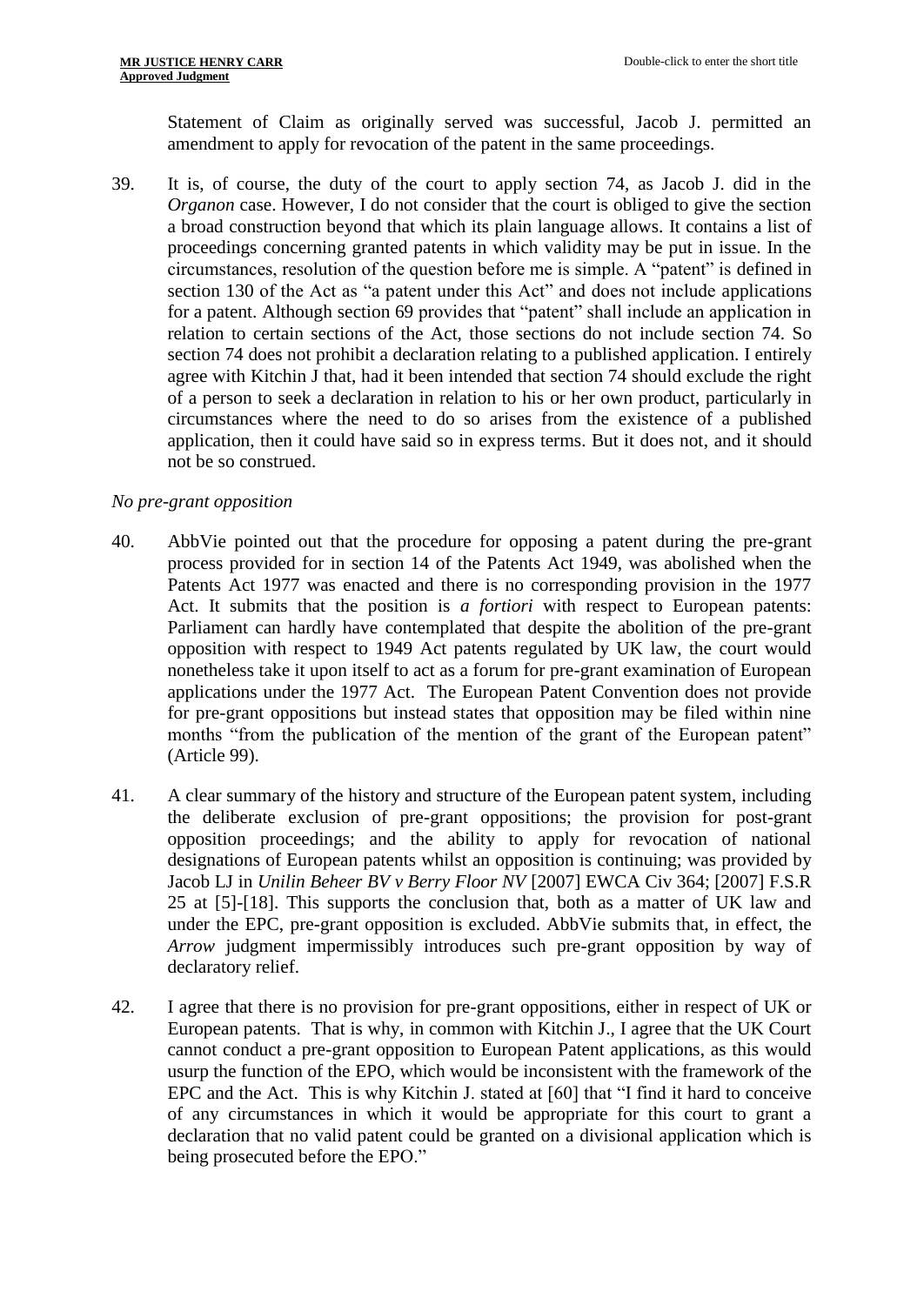Statement of Claim as originally served was successful, Jacob J. permitted an amendment to apply for revocation of the patent in the same proceedings.

39. It is, of course, the duty of the court to apply section 74, as Jacob J. did in the *Organon* case. However, I do not consider that the court is obliged to give the section a broad construction beyond that which its plain language allows. It contains a list of proceedings concerning granted patents in which validity may be put in issue. In the circumstances, resolution of the question before me is simple. A "patent" is defined in section 130 of the Act as "a patent under this Act" and does not include applications for a patent. Although section 69 provides that "patent" shall include an application in relation to certain sections of the Act, those sections do not include section 74. So section 74 does not prohibit a declaration relating to a published application. I entirely agree with Kitchin J that, had it been intended that section 74 should exclude the right of a person to seek a declaration in relation to his or her own product, particularly in circumstances where the need to do so arises from the existence of a published application, then it could have said so in express terms. But it does not, and it should not be so construed.

*No pre-grant opposition*

40. AbbVie pointed out that the procedure for opposing a patent during the pre-grant process provided for in section 14 of the Patents Act 1949, was abolished when the Patents Act 1977 was enacted and there is no corresponding provision in the 1977 Act. It submits that the position is *a fortiori* with respect to European patents: Parliament can hardly have contemplated that despite the abolition of the pre-grant opposition with respect to 1949 Act patents regulated by UK law, the court would nonetheless take it upon itself to act as a forum for pre-grant examination of European applications under the 1977 Act. The European Patent Convention does not provide for pre-grant oppositions but instead states that opposition may be filed within nine months "from the publication of the mention of the grant of the European patent" (Article 99).

41. A clear summary of the history and structure of the European patent system, including the deliberate exclusion of pre-grant oppositions; the provision for post-grant opposition proceedings; and the ability to apply for revocation of national designations of European patents whilst an opposition is continuing; was provided by Jacob LJ in *Unilin Beheer BV v Berry Floor NV* [2007] EWCA Civ 364; [2007] F.S.R 25 at [5]-[18]. This supports the conclusion that, both as a matter of UK law and under the EPC, pre-grant opposition is excluded. AbbVie submits that, in effect, the *Arrow* judgment impermissibly introduces such pre-grant opposition by way of declaratory relief.

42. I agree that there is no provision for pre-grant oppositions, either in respect of UK or European patents. That is why, in common with Kitchin J., I agree that the UK Court cannot conduct a pre-grant opposition to European Patent applications, as this would usurp the function of the EPO, which would be inconsistent with the framework of the EPC and the Act. This is why Kitchin J. stated at [60] that "I find it hard to conceive of any circumstances in which it would be appropriate for this court to grant a declaration that no valid patent could be granted on a divisional application which is being prosecuted before the EPO."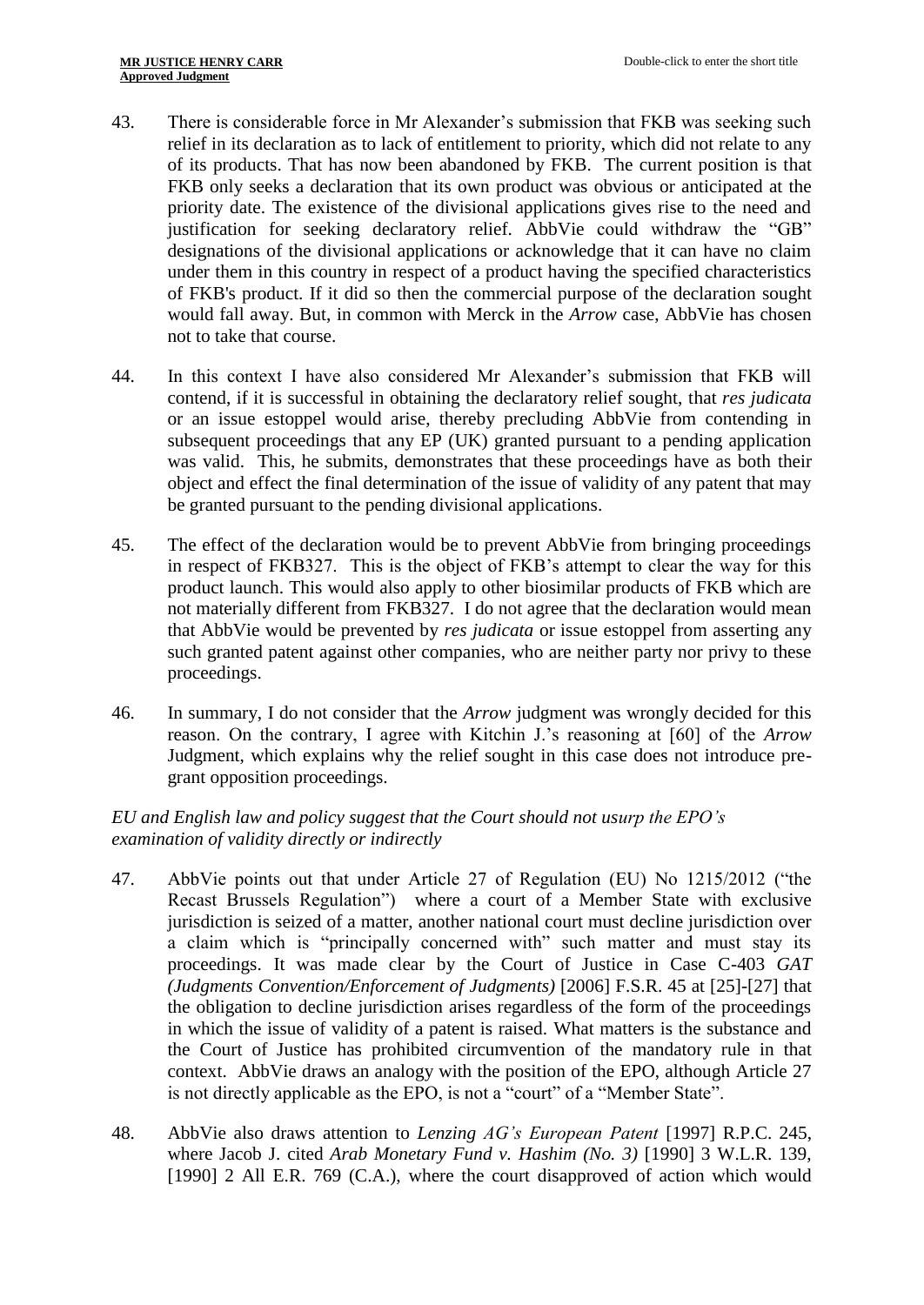43. There is considerable force in Mr Alexander's submission that FKB was seeking such relief in its declaration as to lack of entitlement to priority, which did not relate to any of its products. That has now been abandoned by FKB. The current position is that FKB only seeks a declaration that its own product was obvious or anticipated at the priority date. The existence of the divisional applications gives rise to the need and justification for seeking declaratory relief. AbbVie could withdraw the "GB" designations of the divisional applications or acknowledge that it can have no claim under them in this country in respect of a product having the specified characteristics of FKB's product. If it did so then the commercial purpose of the declaration sought would fall away. But, in common with Merck in the *Arrow* case, AbbVie has chosen not to take that course.

44. In this context I have also considered Mr Alexander's submission that FKB will contend, if it is successful in obtaining the declaratory relief sought, that *res judicata* or an issue estoppel would arise, thereby precluding AbbVie from contending in subsequent proceedings that any EP (UK) granted pursuant to a pending application was valid. This, he submits, demonstrates that these proceedings have as both their object and effect the final determination of the issue of validity of any patent that may be granted pursuant to the pending divisional applications.

45. The effect of the declaration would be to prevent AbbVie from bringing proceedings in respect of FKB327. This is the object of FKB's attempt to clear the way for this product launch. This would also apply to other biosimilar products of FKB which are not materially different from FKB327. I do not agree that the declaration would mean that AbbVie would be prevented by *res judicata* or issue estoppel from asserting any such granted patent against other companies, who are neither party nor privy to these proceedings.

46. In summary, I do not consider that the *Arrow* judgment was wrongly decided for this reason. On the contrary, I agree with Kitchin J.'s reasoning at [60] of the *Arrow* Judgment, which explains why the relief sought in this case does not introduce pre-grant opposition proceedings.

*EU and English law and policy suggest that the Court should not usurp the EPO's examination of validity directly or indirectly*

47. AbbVie points out that under Article 27 of Regulation (EU) No 1215/2012 ("the Recast Brussels Regulation") where a court of a Member State with exclusive jurisdiction is seized of a matter, another national court must decline jurisdiction over a claim which is "principally concerned with" such matter and must stay its proceedings. It was made clear by the Court of Justice in Case C-403 *GAT (Judgments Convention/Enforcement of Judgments)* [2006] F.S.R. 45 at [25]-[27] that the obligation to decline jurisdiction arises regardless of the form of the proceedings in which the issue of validity of a patent is raised. What matters is the substance and the Court of Justice has prohibited circumvention of the mandatory rule in that context. AbbVie draws an analogy with the position of the EPO, although Article 27 is not directly applicable as the EPO, is not a "court" of a "Member State".

48. AbbVie also draws attention to *Lenzing AG's European Patent* [1997] R.P.C. 245, where Jacob J. cited *Arab Monetary Fund v. Hashim (No. 3)* [1990] 3 W.L.R. 139, [1990] 2 All E.R. 769 (C.A.), where the court disapproved of action which would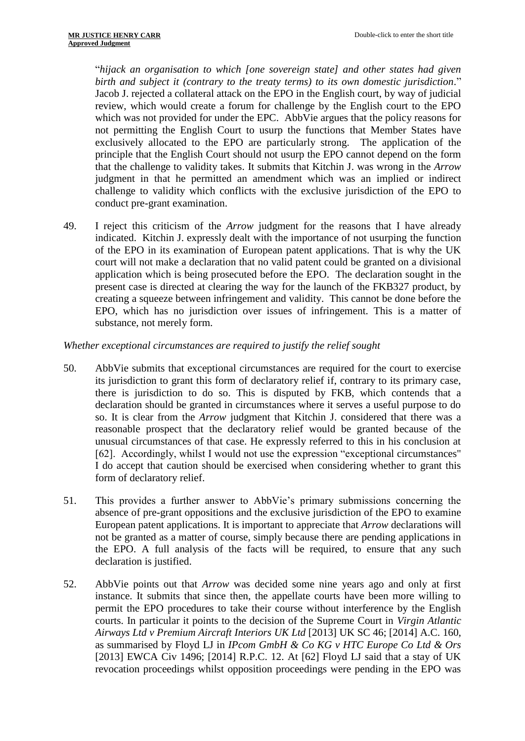"*hijack an organisation to which [one sovereign state] and other states had given birth and subject it (contrary to the treaty terms) to its own domestic jurisdiction*." Jacob J. rejected a collateral attack on the EPO in the English court, by way of judicial review, which would create a forum for challenge by the English court to the EPO which was not provided for under the EPC. AbbVie argues that the policy reasons for not permitting the English Court to usurp the functions that Member States have exclusively allocated to the EPO are particularly strong. The application of the principle that the English Court should not usurp the EPO cannot depend on the form that the challenge to validity takes. It submits that Kitchin J. was wrong in the *Arrow* judgment in that he permitted an amendment which was an implied or indirect challenge to validity which conflicts with the exclusive jurisdiction of the EPO to conduct pre-grant examination.

49. I reject this criticism of the *Arrow* judgment for the reasons that I have already indicated. Kitchin J. expressly dealt with the importance of not usurping the function of the EPO in its examination of European patent applications. That is why the UK court will not make a declaration that no valid patent could be granted on a divisional application which is being prosecuted before the EPO. The declaration sought in the present case is directed at clearing the way for the launch of the FKB327 product, by creating a squeeze between infringement and validity. This cannot be done before the EPO, which has no jurisdiction over issues of infringement. This is a matter of substance, not merely form.

*Whether exceptional circumstances are required to justify the relief sought*

50. AbbVie submits that exceptional circumstances are required for the court to exercise its jurisdiction to grant this form of declaratory relief if, contrary to its primary case, there is jurisdiction to do so. This is disputed by FKB, which contends that a declaration should be granted in circumstances where it serves a useful purpose to do so. It is clear from the *Arrow* judgment that Kitchin J. considered that there was a reasonable prospect that the declaratory relief would be granted because of the unusual circumstances of that case. He expressly referred to this in his conclusion at [62]. Accordingly, whilst I would not use the expression "exceptional circumstances" I do accept that caution should be exercised when considering whether to grant this form of declaratory relief.

51. This provides a further answer to AbbVie's primary submissions concerning the absence of pre-grant oppositions and the exclusive jurisdiction of the EPO to examine European patent applications. It is important to appreciate that *Arrow* declarations will not be granted as a matter of course, simply because there are pending applications in the EPO. A full analysis of the facts will be required, to ensure that any such declaration is justified.

52. AbbVie points out that *Arrow* was decided some nine years ago and only at first instance. It submits that since then, the appellate courts have been more willing to permit the EPO procedures to take their course without interference by the English courts. In particular it points to the decision of the Supreme Court in *Virgin Atlantic Airways Ltd v Premium Aircraft Interiors UK Ltd* [2013] UK SC 46; [2014] A.C. 160, as summarised by Floyd LJ in *IPcom GmbH & Co KG v HTC Europe Co Ltd & Ors* [2013] EWCA Civ 1496; [2014] R.P.C. 12. At [62] Floyd LJ said that a stay of UK revocation proceedings whilst opposition proceedings were pending in the EPO was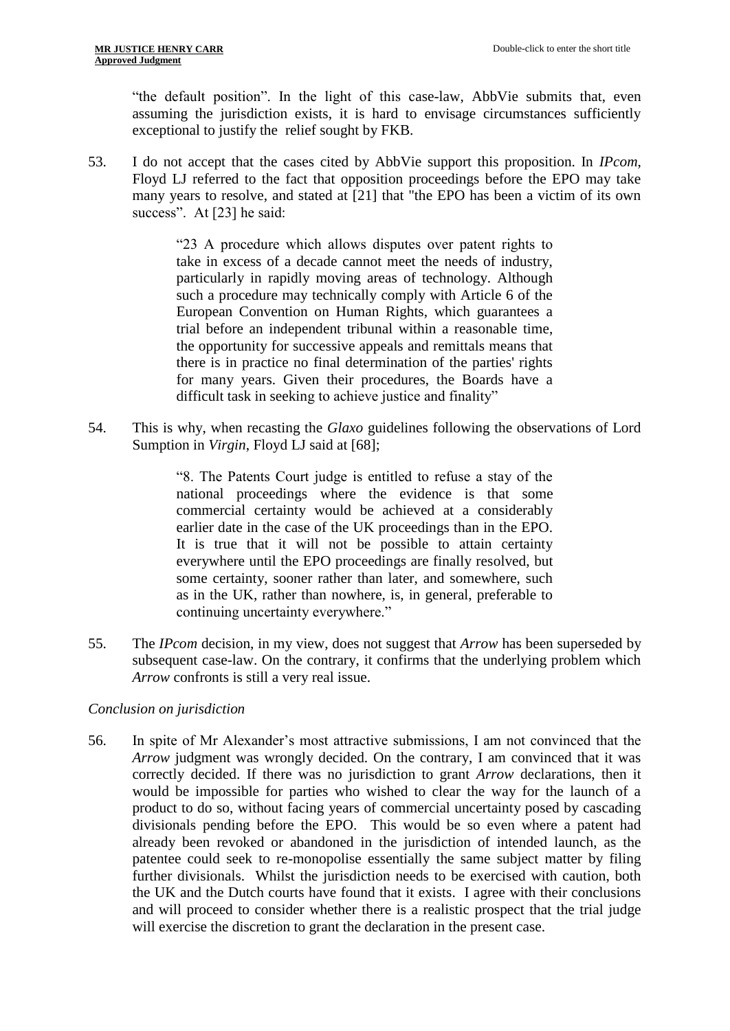"the default position". In the light of this case-law, AbbVie submits that, even assuming the jurisdiction exists, it is hard to envisage circumstances sufficiently exceptional to justify the relief sought by FKB.

53. I do not accept that the cases cited by AbbVie support this proposition. In *IPcom*, Floyd LJ referred to the fact that opposition proceedings before the EPO may take many years to resolve, and stated at [21] that "the EPO has been a victim of its own success". At [23] he said:

> "23 A procedure which allows disputes over patent rights to take in excess of a decade cannot meet the needs of industry, particularly in rapidly moving areas of technology. Although such a procedure may technically comply with Article 6 of the European Convention on Human Rights, which guarantees a trial before an independent tribunal within a reasonable time, the opportunity for successive appeals and remittals means that there is in practice no final determination of the parties' rights for many years. Given their procedures, the Boards have a difficult task in seeking to achieve justice and finality"

54. This is why, when recasting the *Glaxo* guidelines following the observations of Lord Sumption in *Virgin*, Floyd LJ said at [68];

> "8. The Patents Court judge is entitled to refuse a stay of the national proceedings where the evidence is that some commercial certainty would be achieved at a considerably earlier date in the case of the UK proceedings than in the EPO. It is true that it will not be possible to attain certainty everywhere until the EPO proceedings are finally resolved, but some certainty, sooner rather than later, and somewhere, such as in the UK, rather than nowhere, is, in general, preferable to continuing uncertainty everywhere."

55. The *IPcom* decision, in my view, does not suggest that *Arrow* has been superseded by subsequent case-law. On the contrary, it confirms that the underlying problem which *Arrow* confronts is still a very real issue.

*Conclusion on jurisdiction*

56. In spite of Mr Alexander's most attractive submissions, I am not convinced that the *Arrow* judgment was wrongly decided. On the contrary, I am convinced that it was correctly decided. If there was no jurisdiction to grant *Arrow* declarations, then it would be impossible for parties who wished to clear the way for the launch of a product to do so, without facing years of commercial uncertainty posed by cascading divisionals pending before the EPO. This would be so even where a patent had already been revoked or abandoned in the jurisdiction of intended launch, as the patentee could seek to re-monopolise essentially the same subject matter by filing further divisionals. Whilst the jurisdiction needs to be exercised with caution, both the UK and the Dutch courts have found that it exists. I agree with their conclusions and will proceed to consider whether there is a realistic prospect that the trial judge will exercise the discretion to grant the declaration in the present case.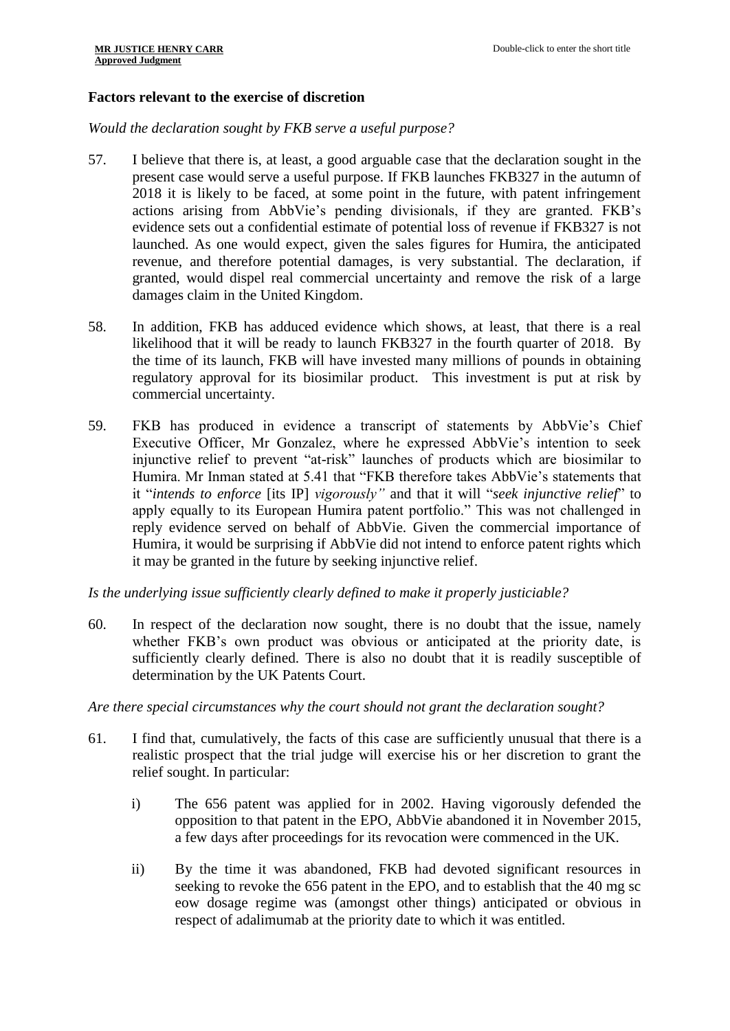**Factors relevant to the exercise of discretion**

*Would the declaration sought by FKB serve a useful purpose?*

57. I believe that there is, at least, a good arguable case that the declaration sought in the present case would serve a useful purpose. If FKB launches FKB327 in the autumn of 2018 it is likely to be faced, at some point in the future, with patent infringement actions arising from AbbVie's pending divisionals, if they are granted. FKB's evidence sets out a confidential estimate of potential loss of revenue if FKB327 is not launched. As one would expect, given the sales figures for Humira, the anticipated revenue, and therefore potential damages, is very substantial. The declaration, if granted, would dispel real commercial uncertainty and remove the risk of a large damages claim in the United Kingdom.

58. In addition, FKB has adduced evidence which shows, at least, that there is a real likelihood that it will be ready to launch FKB327 in the fourth quarter of 2018. By the time of its launch, FKB will have invested many millions of pounds in obtaining regulatory approval for its biosimilar product. This investment is put at risk by commercial uncertainty.

59. FKB has produced in evidence a transcript of statements by AbbVie's Chief Executive Officer, Mr Gonzalez, where he expressed AbbVie's intention to seek injunctive relief to prevent "at-risk" launches of products which are biosimilar to Humira. Mr Inman stated at 5.41 that "FKB therefore takes AbbVie's statements that it "*intends to enforce* [its IP] *vigorously"* and that it will "*seek injunctive relief*" to apply equally to its European Humira patent portfolio." This was not challenged in reply evidence served on behalf of AbbVie. Given the commercial importance of Humira, it would be surprising if AbbVie did not intend to enforce patent rights which it may be granted in the future by seeking injunctive relief.

*Is the underlying issue sufficiently clearly defined to make it properly justiciable?*

60. In respect of the declaration now sought, there is no doubt that the issue, namely whether FKB's own product was obvious or anticipated at the priority date, is sufficiently clearly defined. There is also no doubt that it is readily susceptible of determination by the UK Patents Court.

*Are there special circumstances why the court should not grant the declaration sought?*

61. I find that, cumulatively, the facts of this case are sufficiently unusual that there is a realistic prospect that the trial judge will exercise his or her discretion to grant the relief sought. In particular:

    i) The 656 patent was applied for in 2002. Having vigorously defended the opposition to that patent in the EPO, AbbVie abandoned it in November 2015, a few days after proceedings for its revocation were commenced in the UK.

    ii) By the time it was abandoned, FKB had devoted significant resources in seeking to revoke the 656 patent in the EPO, and to establish that the 40 mg sc eow dosage regime was (amongst other things) anticipated or obvious in respect of adalimumab at the priority date to which it was entitled.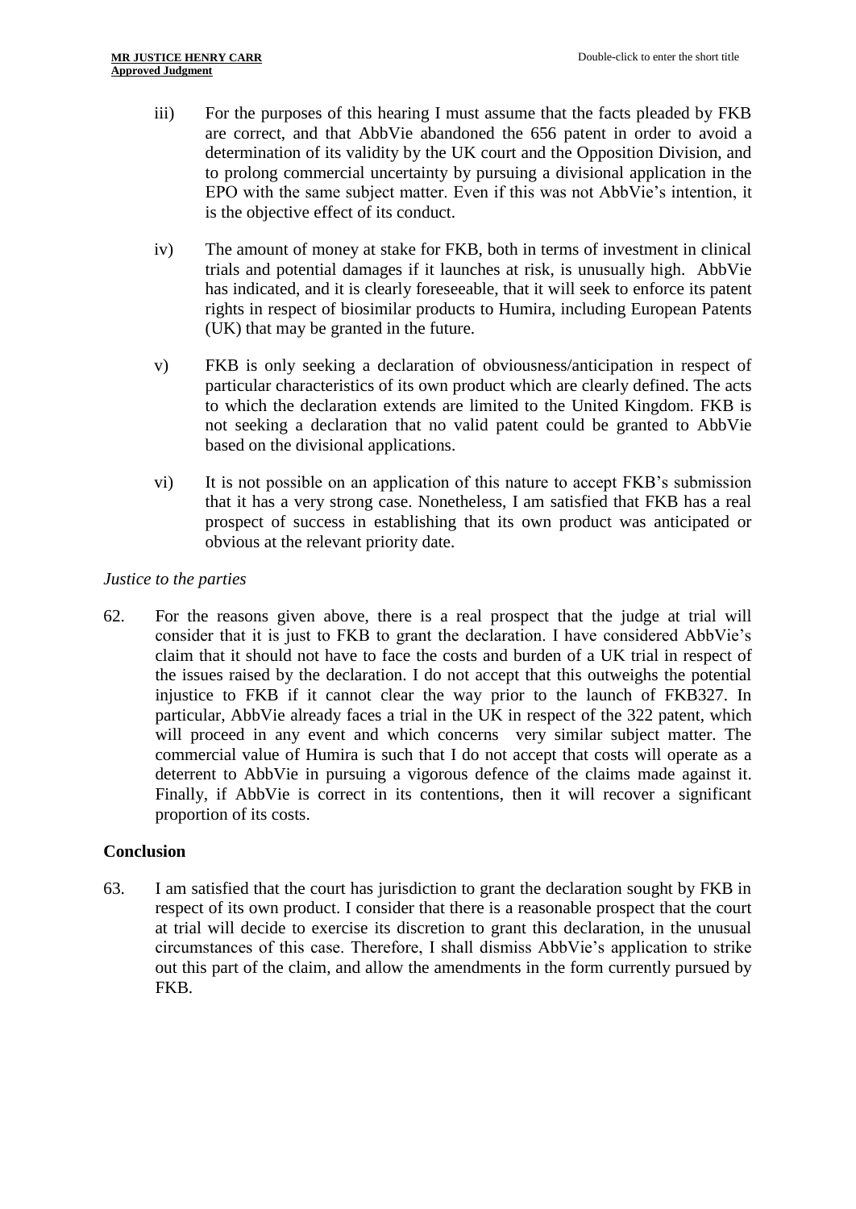iii) For the purposes of this hearing I must assume that the facts pleaded by FKB are correct, and that AbbVie abandoned the 656 patent in order to avoid a determination of its validity by the UK court and the Opposition Division, and to prolong commercial uncertainty by pursuing a divisional application in the EPO with the same subject matter. Even if this was not AbbVie's intention, it is the objective effect of its conduct.

iv) The amount of money at stake for FKB, both in terms of investment in clinical trials and potential damages if it launches at risk, is unusually high. AbbVie has indicated, and it is clearly foreseeable, that it will seek to enforce its patent rights in respect of biosimilar products to Humira, including European Patents (UK) that may be granted in the future.

v) FKB is only seeking a declaration of obviousness/anticipation in respect of particular characteristics of its own product which are clearly defined. The acts to which the declaration extends are limited to the United Kingdom. FKB is not seeking a declaration that no valid patent could be granted to AbbVie based on the divisional applications.

vi) It is not possible on an application of this nature to accept FKB's submission that it has a very strong case. Nonetheless, I am satisfied that FKB has a real prospect of success in establishing that its own product was anticipated or obvious at the relevant priority date.

*Justice to the parties*

62. For the reasons given above, there is a real prospect that the judge at trial will consider that it is just to FKB to grant the declaration. I have considered AbbVie's claim that it should not have to face the costs and burden of a UK trial in respect of the issues raised by the declaration. I do not accept that this outweighs the potential injustice to FKB if it cannot clear the way prior to the launch of FKB327. In particular, AbbVie already faces a trial in the UK in respect of the 322 patent, which will proceed in any event and which concerns very similar subject matter. The commercial value of Humira is such that I do not accept that costs will operate as a deterrent to AbbVie in pursuing a vigorous defence of the claims made against it. Finally, if AbbVie is correct in its contentions, then it will recover a significant proportion of its costs.

## Conclusion

63. I am satisfied that the court has jurisdiction to grant the declaration sought by FKB in respect of its own product. I consider that there is a reasonable prospect that the court at trial will decide to exercise its discretion to grant this declaration, in the unusual circumstances of this case. Therefore, I shall dismiss AbbVie's application to strike out this part of the claim, and allow the amendments in the form currently pursued by FKB.